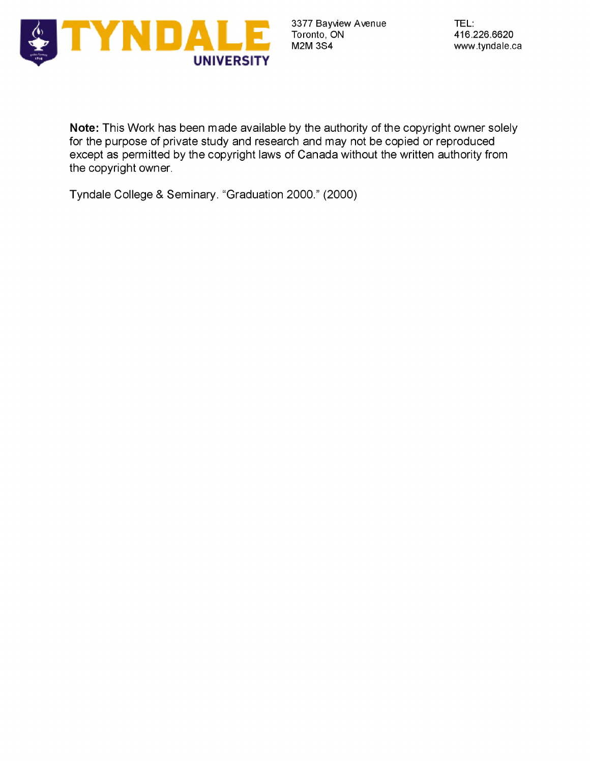TYNDALE UNIVERSITY

3377 Bayview Avenue
Toronto, ON
M2M 3S4

TEL:
416.226.6620
www.tyndale.ca

**Note:** This Work has been made available by the authority of the copyright owner solely for the purpose of private study and research and may not be copied or reproduced except as permitted by the copyright laws of Canada without the written authority from the copyright owner.

Tyndale College & Seminary. "Graduation 2000." (2000)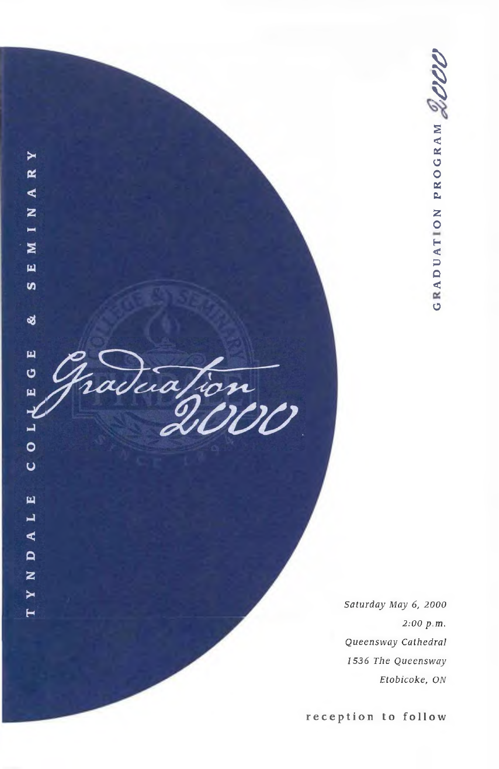TYNDALE COLLEGE & SEMINARY

# Graduation 2000

GRADUATION PROGRAM 2000

*Saturday May 6, 2000*
*2:00 p.m.*
*Queensway Cathedral*
*1536 The Queensway*
*Etobicoke, ON*

**reception to follow**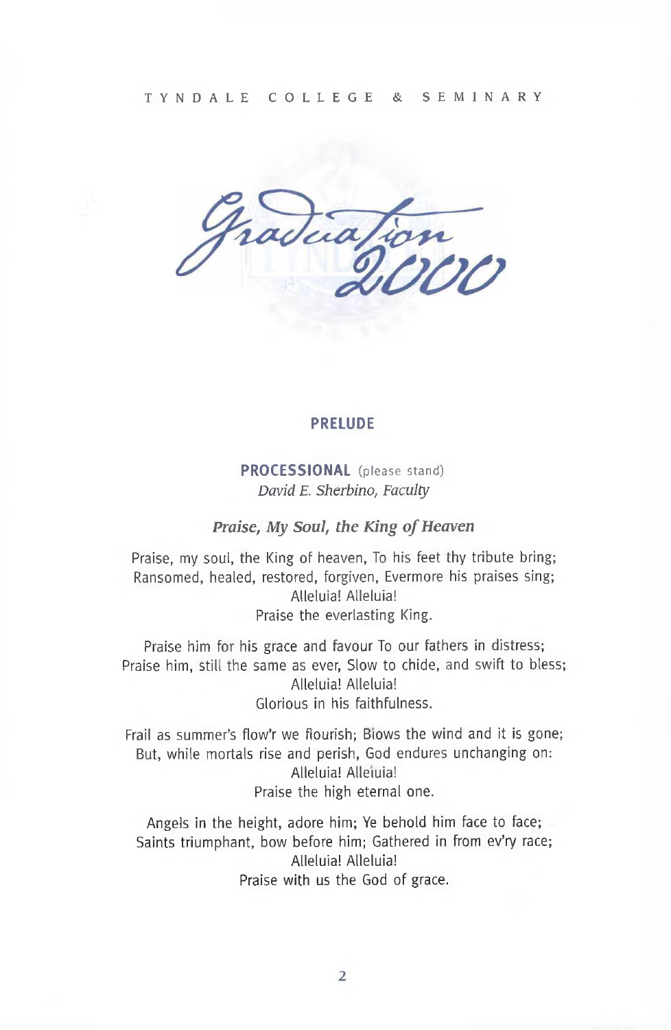TYNDALE COLLEGE & SEMINARY

# Graduation 2000

## PRELUDE

**PROCESSIONAL** (please stand)
*David E. Sherbino, Faculty*

### *Praise, My Soul, the King of Heaven*

Praise, my soul, the King of heaven, To his feet thy tribute bring;
Ransomed, healed, restored, forgiven, Evermore his praises sing;
Alleluia! Alleluia!
Praise the everlasting King.

Praise him for his grace and favour To our fathers in distress;
Praise him, still the same as ever, Slow to chide, and swift to bless;
Alleluia! Alleluia!
Glorious in his faithfulness.

Frail as summer's flow'r we flourish; Blows the wind and it is gone;
But, while mortals rise and perish, God endures unchanging on:
Alleluia! Alleluia!
Praise the high eternal one.

Angels in the height, adore him; Ye behold him face to face;
Saints triumphant, bow before him; Gathered in from ev'ry race;
Alleluia! Alleluia!
Praise with us the God of grace.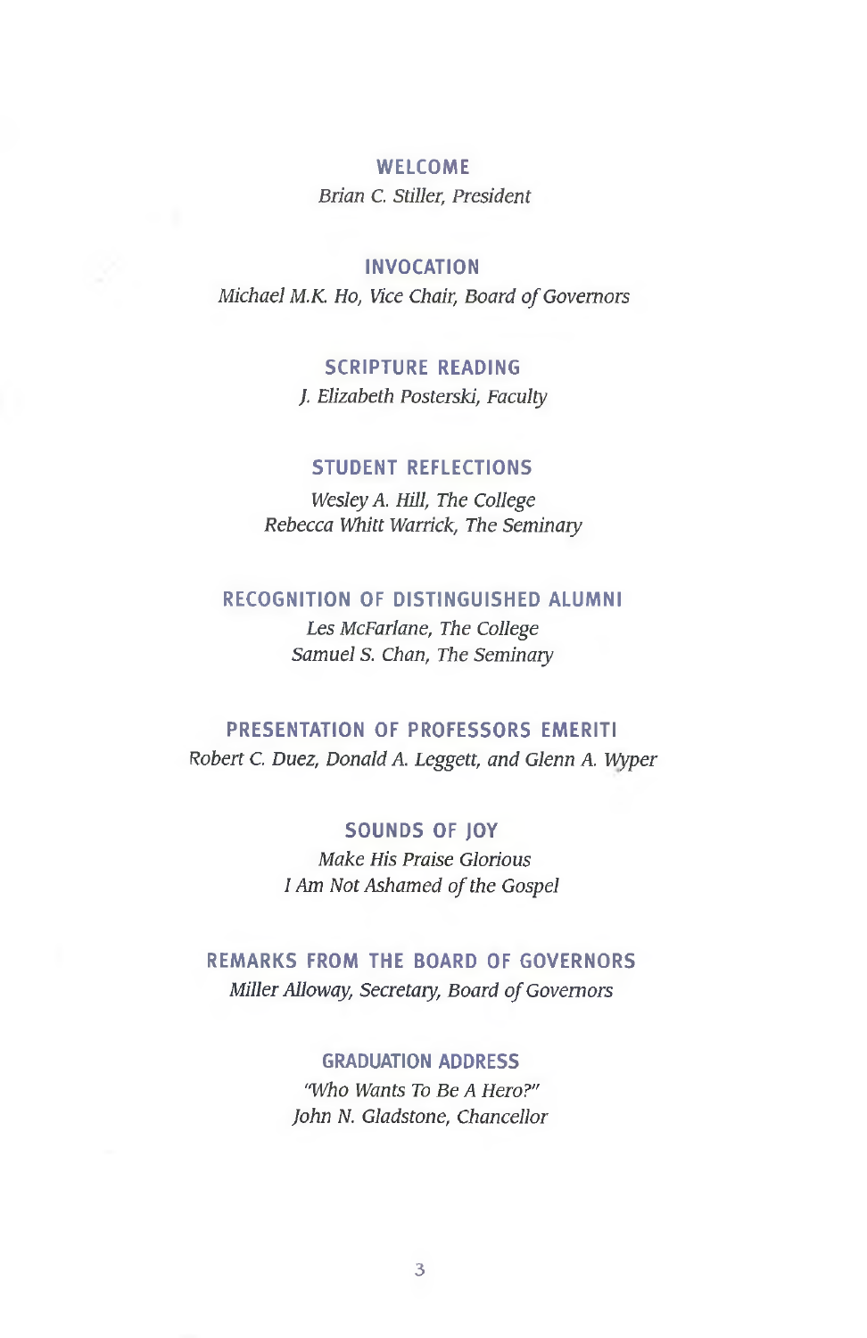## WELCOME

*Brian C. Stiller, President*

## INVOCATION

*Michael M.K. Ho, Vice Chair, Board of Governors*

## SCRIPTURE READING

*J. Elizabeth Posterski, Faculty*

## STUDENT REFLECTIONS

*Wesley A. Hill, The College*
*Rebecca Whitt Warrick, The Seminary*

## RECOGNITION OF DISTINGUISHED ALUMNI

*Les McFarlane, The College*
*Samuel S. Chan, The Seminary*

## PRESENTATION OF PROFESSORS EMERITI

*Robert C. Duez, Donald A. Leggett, and Glenn A. Wyper*

## SOUNDS OF JOY

*Make His Praise Glorious*
*I Am Not Ashamed of the Gospel*

## REMARKS FROM THE BOARD OF GOVERNORS

*Miller Alloway, Secretary, Board of Governors*

## GRADUATION ADDRESS

*"Who Wants To Be A Hero?"*
*John N. Gladstone, Chancellor*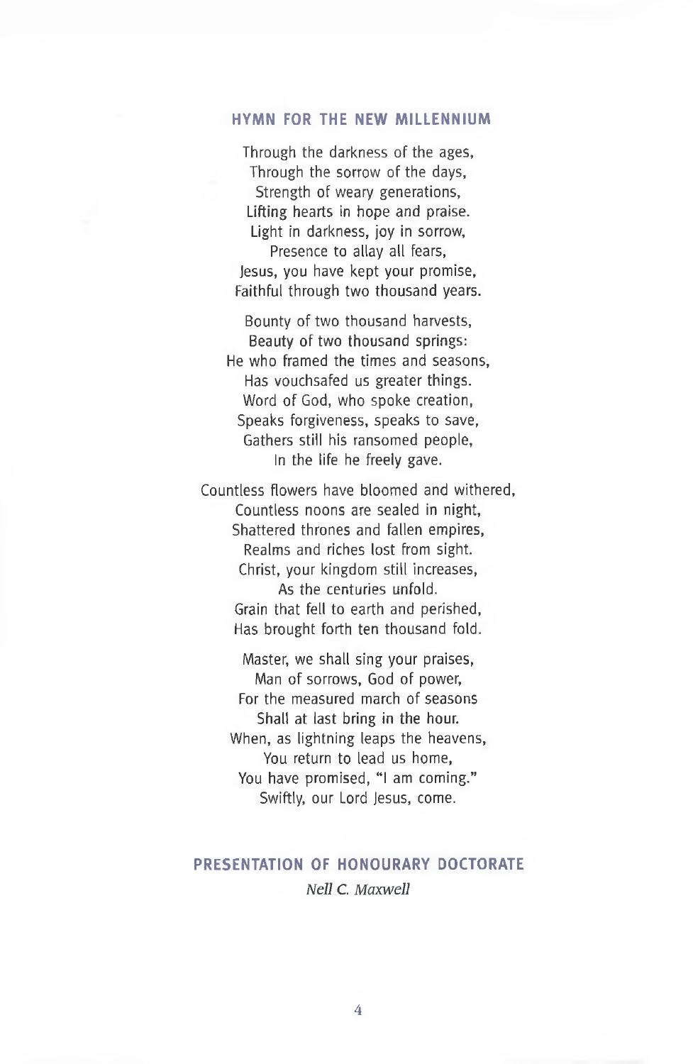## HYMN FOR THE NEW MILLENNIUM

Through the darkness of the ages,
Through the sorrow of the days,
Strength of weary generations,
Lifting hearts in hope and praise.
Light in darkness, joy in sorrow,
Presence to allay all fears,
Jesus, you have kept your promise,
Faithful through two thousand years.

Bounty of two thousand harvests,
Beauty of two thousand springs:
He who framed the times and seasons,
Has vouchsafed us greater things.
Word of God, who spoke creation,
Speaks forgiveness, speaks to save,
Gathers still his ransomed people,
In the life he freely gave.

Countless flowers have bloomed and withered,
Countless noons are sealed in night,
Shattered thrones and fallen empires,
Realms and riches lost from sight.
Christ, your kingdom still increases,
As the centuries unfold.
Grain that fell to earth and perished,
Has brought forth ten thousand fold.

Master, we shall sing your praises,
Man of sorrows, God of power,
For the measured march of seasons
Shall at last bring in the hour.
When, as lightning leaps the heavens,
You return to lead us home,
You have promised, "I am coming."
Swiftly, our Lord Jesus, come.

## PRESENTATION OF HONOURARY DOCTORATE

*Nell C. Maxwell*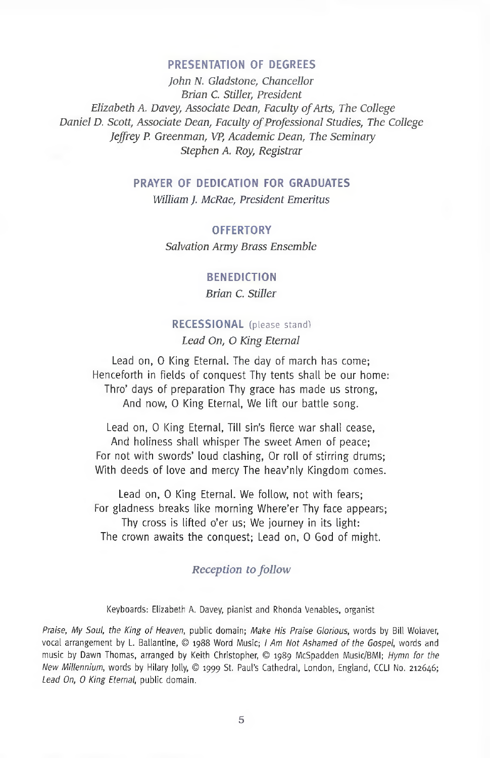## PRESENTATION OF DEGREES

*John N. Gladstone, Chancellor*
*Brian C. Stiller, President*
*Elizabeth A. Davey, Associate Dean, Faculty of Arts, The College*
*Daniel D. Scott, Associate Dean, Faculty of Professional Studies, The College*
*Jeffrey P. Greenman, VP, Academic Dean, The Seminary*
*Stephen A. Roy, Registrar*

## PRAYER OF DEDICATION FOR GRADUATES

*William J. McRae, President Emeritus*

## OFFERTORY

*Salvation Army Brass Ensemble*

## BENEDICTION

*Brian C. Stiller*

## RECESSIONAL (please stand)

*Lead On, O King Eternal*

Lead on, O King Eternal. The day of march has come;
Henceforth in fields of conquest Thy tents shall be our home:
Thro' days of preparation Thy grace has made us strong,
And now, O King Eternal, We lift our battle song.

Lead on, O King Eternal, Till sin's fierce war shall cease,
And holiness shall whisper The sweet Amen of peace;
For not with swords' loud clashing, Or roll of stirring drums;
With deeds of love and mercy The heav'nly Kingdom comes.

Lead on, O King Eternal. We follow, not with fears;
For gladness breaks like morning Where'er Thy face appears;
Thy cross is lifted o'er us; We journey in its light:
The crown awaits the conquest; Lead on, O God of might.

*Reception to follow*

Keyboards: Elizabeth A. Davey, pianist and Rhonda Venables, organist

*Praise, My Soul, the King of Heaven*, public domain; *Make His Praise Glorious*, words by Bill Wolaver, vocal arrangement by L. Ballantine, © 1988 Word Music; *I Am Not Ashamed of the Gospel*, words and music by Dawn Thomas, arranged by Keith Christopher, © 1989 McSpadden Music/BMI; *Hymn for the New Millennium*, words by Hilary Jolly, © 1999 St. Paul's Cathedral, London, England, CCLI No. 212646; *Lead On, O King Eternal*, public domain.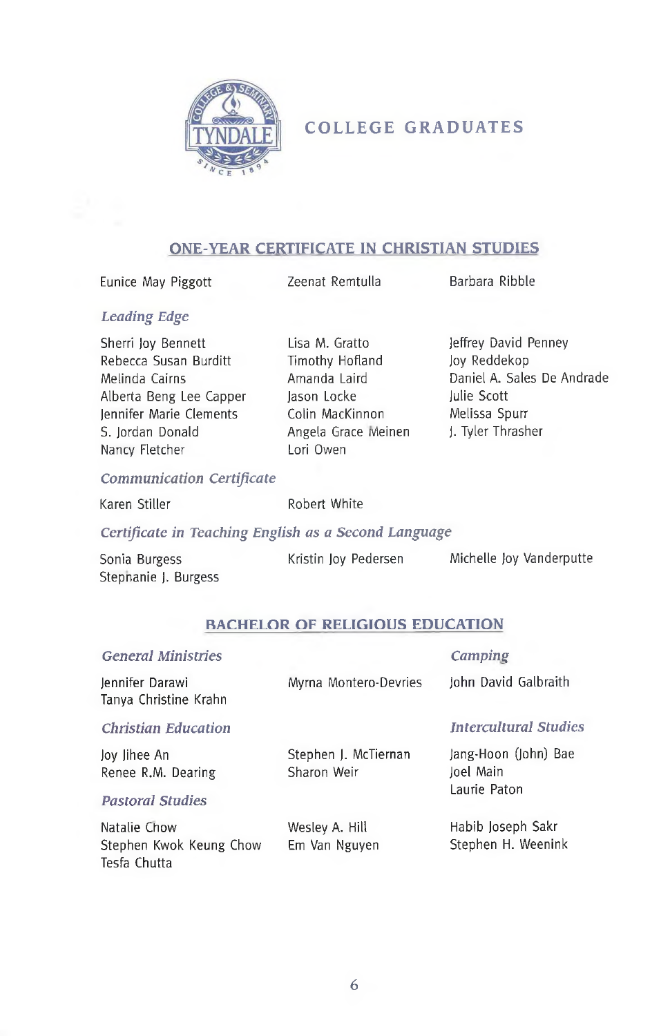# COLLEGE GRADUATES

## ONE-YEAR CERTIFICATE IN CHRISTIAN STUDIES

Eunice May Piggott
Zeenat Remtulla
Barbara Ribble

### *Leading Edge*

Sherri Joy Bennett
Rebecca Susan Burditt
Melinda Cairns
Alberta Beng Lee Capper
Jennifer Marie Clements
S. Jordan Donald
Nancy Fletcher
Lisa M. Gratto
Timothy Hofland
Amanda Laird
Jason Locke
Colin MacKinnon
Angela Grace Meinen
Lori Owen
Jeffrey David Penney
Joy Reddekop
Daniel A. Sales De Andrade
Julie Scott
Melissa Spurr
J. Tyler Thrasher

### *Communication Certificate*

Karen Stiller
Robert White

### *Certificate in Teaching English as a Second Language*

Sonia Burgess
Stephanie J. Burgess
Kristin Joy Pedersen
Michelle Joy Vanderputte

## BACHELOR OF RELIGIOUS EDUCATION

### *General Ministries*

Jennifer Darawi
Tanya Christine Krahn
Myrna Montero-Devries

### *Camping*

John David Galbraith

### *Christian Education*

Joy Jihee An
Renee R.M. Dearing
Stephen J. McTiernan
Sharon Weir

### *Intercultural Studies*

Jang-Hoon (John) Bae
Joel Main
Laurie Paton

### *Pastoral Studies*

Natalie Chow
Stephen Kwok Keung Chow
Tesfa Chutta
Wesley A. Hill
Em Van Nguyen
Habib Joseph Sakr
Stephen H. Weenink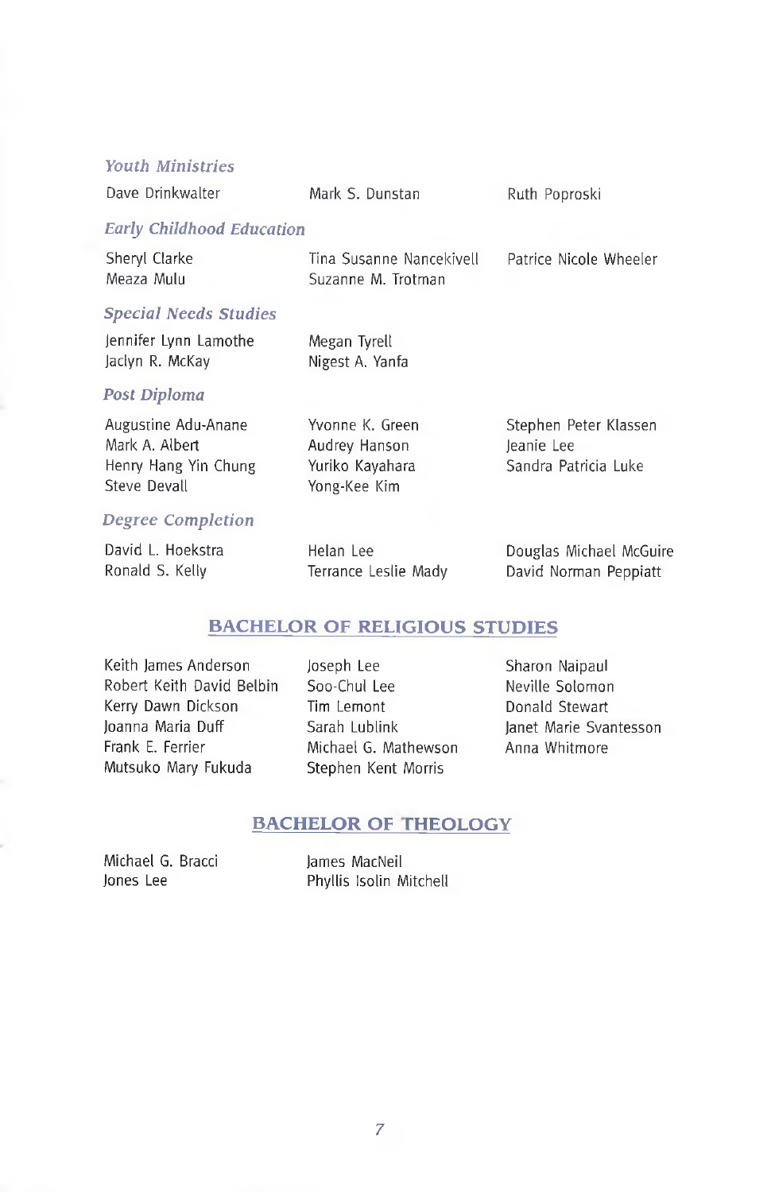### *Youth Ministries*

Dave Drinkwalter
Mark S. Dunstan
Ruth Poproski

### *Early Childhood Education*

Sheryl Clarke
Meaza Mulu
Tina Susanne Nancekivell
Suzanne M. Trotman
Patrice Nicole Wheeler

### *Special Needs Studies*

Jennifer Lynn Lamothe
Jaclyn R. McKay
Megan Tyrell
Nigest A. Yanfa

### *Post Diploma*

Augustine Adu-Anane
Mark A. Albert
Henry Hang Yin Chung
Steve Devall
Yvonne K. Green
Audrey Hanson
Yuriko Kayahara
Yong-Kee Kim
Stephen Peter Klassen
Jeanie Lee
Sandra Patricia Luke

### *Degree Completion*

David L. Hoekstra
Ronald S. Kelly
Helan Lee
Terrance Leslie Mady
Douglas Michael McGuire
David Norman Peppiatt

## BACHELOR OF RELIGIOUS STUDIES

Keith James Anderson
Robert Keith David Belbin
Kerry Dawn Dickson
Joanna Maria Duff
Frank E. Ferrier
Mutsuko Mary Fukuda
Joseph Lee
Soo-Chul Lee
Tim Lemont
Sarah Lublink
Michael G. Mathewson
Stephen Kent Morris
Sharon Naipaul
Neville Solomon
Donald Stewart
Janet Marie Svantesson
Anna Whitmore

## BACHELOR OF THEOLOGY

Michael G. Bracci
Jones Lee
James MacNeil
Phyllis Isolin Mitchell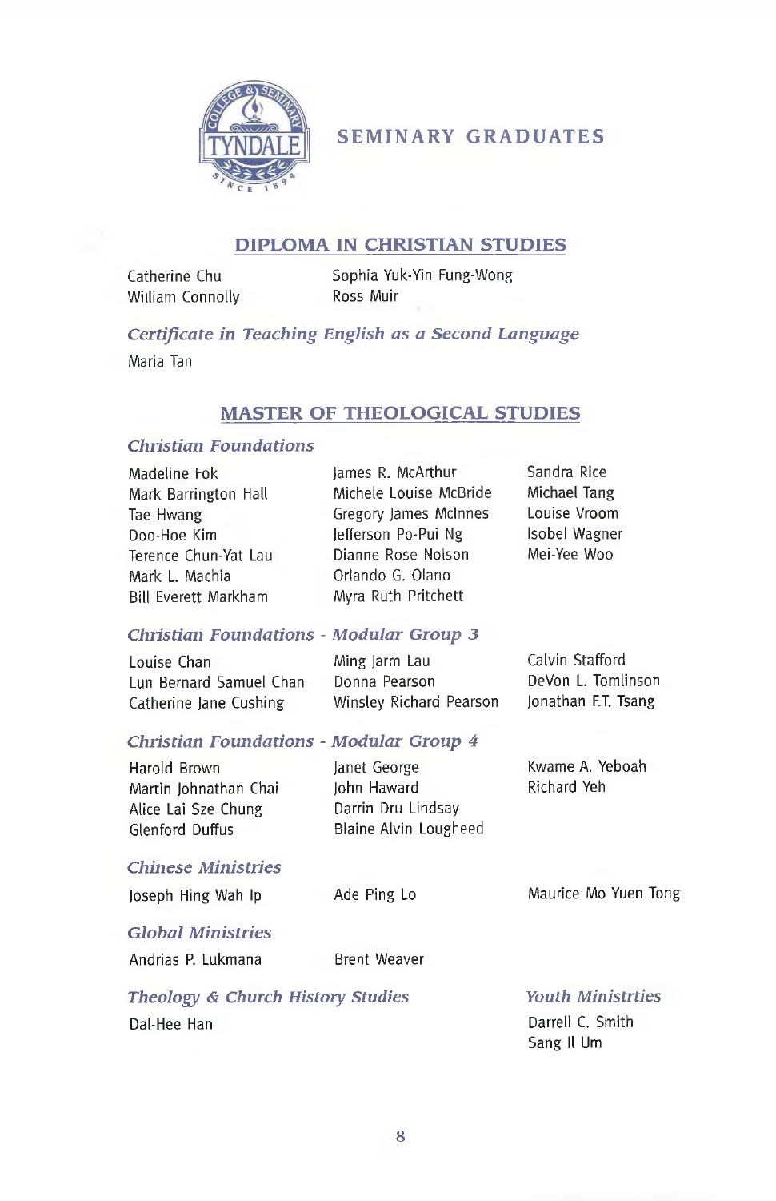# SEMINARY GRADUATES

## DIPLOMA IN CHRISTIAN STUDIES

Catherine Chu
William Connolly
Sophia Yuk-Yin Fung-Wong
Ross Muir

### *Certificate in Teaching English as a Second Language*

Maria Tan

## MASTER OF THEOLOGICAL STUDIES

### *Christian Foundations*

Madeline Fok
Mark Barrington Hall
Tae Hwang
Doo-Hoe Kim
Terence Chun-Yat Lau
Mark L. Machia
Bill Everett Markham
James R. McArthur
Michele Louise McBride
Gregory James McInnes
Jefferson Po-Pui Ng
Dianne Rose Nolson
Orlando G. Olano
Myra Ruth Pritchett
Sandra Rice
Michael Tang
Louise Vroom
Isobel Wagner
Mei-Yee Woo

### *Christian Foundations - Modular Group 3*

Louise Chan
Lun Bernard Samuel Chan
Catherine Jane Cushing
Ming Jarm Lau
Donna Pearson
Winsley Richard Pearson
Calvin Stafford
DeVon L. Tomlinson
Jonathan F.T. Tsang

### *Christian Foundations - Modular Group 4*

Harold Brown
Martin Johnathan Chai
Alice Lai Sze Chung
Glenford Duffus
Janet George
John Haward
Darrin Dru Lindsay
Blaine Alvin Lougheed
Kwame A. Yeboah
Richard Yeh

### *Chinese Ministries*

Joseph Hing Wah Ip
Ade Ping Lo
Maurice Mo Yuen Tong

### *Global Ministries*

Andrias P. Lukmana
Brent Weaver

### *Theology & Church History Studies*

Dal-Hee Han

### *Youth Ministrties*

Darrell C. Smith
Sang Il Um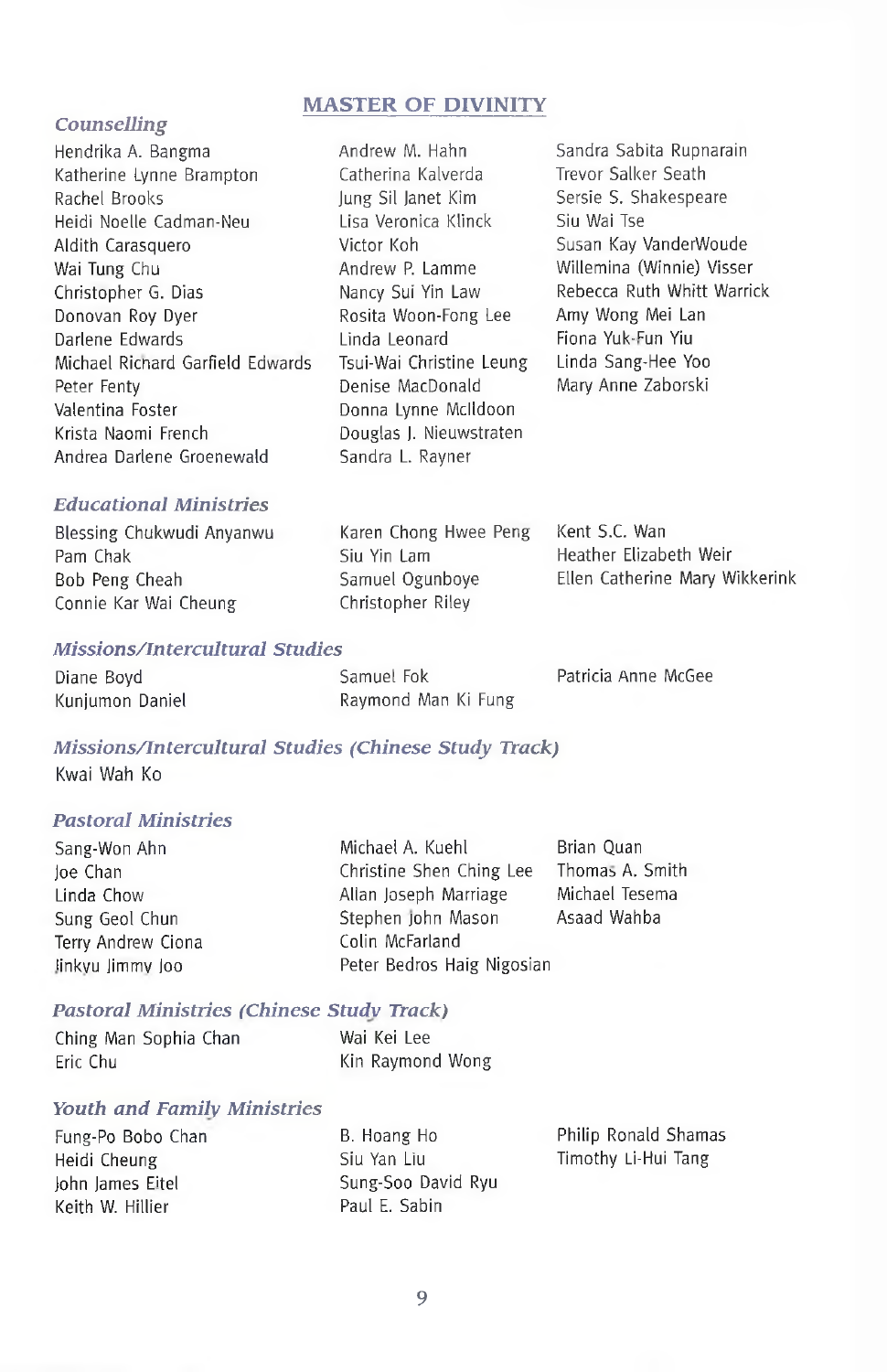## MASTER OF DIVINITY

### *Counselling*

Hendrika A. Bangma
Katherine Lynne Brampton
Rachel Brooks
Heidi Noelle Cadman-Neu
Aldith Carasquero
Wai Tung Chu
Christopher G. Dias
Donovan Roy Dyer
Darlene Edwards
Michael Richard Garfield Edwards
Peter Fenty
Valentina Foster
Krista Naomi French
Andrea Darlene Groenewald
Andrew M. Hahn
Catherina Kalverda
Jung Sil Janet Kim
Lisa Veronica Klinck
Victor Koh
Andrew P. Lamme
Nancy Sui Yin Law
Rosita Woon-Fong Lee
Linda Leonard
Tsui-Wai Christine Leung
Denise MacDonald
Donna Lynne McIldoon
Douglas J. Nieuwstraten
Sandra L. Rayner
Sandra Sabita Rupnarain
Trevor Salker Seath
Sersie S. Shakespeare
Siu Wai Tse
Susan Kay VanderWoude
Willemina (Winnie) Visser
Rebecca Ruth Whitt Warrick
Amy Wong Mei Lan
Fiona Yuk-Fun Yiu
Linda Sang-Hee Yoo
Mary Anne Zaborski

### *Educational Ministries*

Blessing Chukwudi Anyanwu
Pam Chak
Bob Peng Cheah
Connie Kar Wai Cheung
Karen Chong Hwee Peng
Siu Yin Lam
Samuel Ogunboye
Christopher Riley
Kent S.C. Wan
Heather Elizabeth Weir
Ellen Catherine Mary Wikkerink

### *Missions/Intercultural Studies*

Diane Boyd
Kunjumon Daniel
Samuel Fok
Raymond Man Ki Fung
Patricia Anne McGee

### *Missions/Intercultural Studies (Chinese Study Track)*

Kwai Wah Ko

### *Pastoral Ministries*

Sang-Won Ahn
Joe Chan
Linda Chow
Sung Geol Chun
Terry Andrew Ciona
Jinkyu Jimmy Joo
Michael A. Kuehl
Christine Shen Ching Lee
Allan Joseph Marriage
Stephen John Mason
Colin McFarland
Peter Bedros Haig Nigosian
Brian Quan
Thomas A. Smith
Michael Tesema
Asaad Wahba

### *Pastoral Ministries (Chinese Study Track)*

Ching Man Sophia Chan
Eric Chu
Wai Kei Lee
Kin Raymond Wong

### *Youth and Family Ministries*

Fung-Po Bobo Chan
Heidi Cheung
John James Eitel
Keith W. Hillier
B. Hoang Ho
Siu Yan Liu
Sung-Soo David Ryu
Paul E. Sabin
Philip Ronald Shamas
Timothy Li-Hui Tang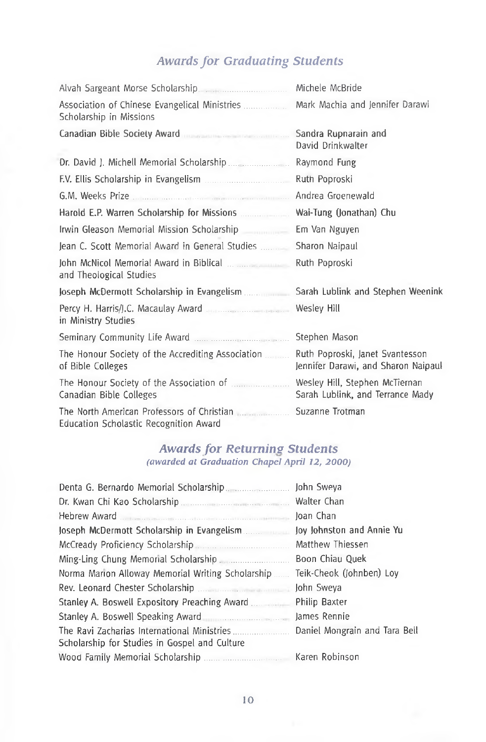## *Awards for Graduating Students*

| Award | Recipient(s) |
|---|---|
| Alvah Sargeant Morse Scholarship | Michele McBride |
| Association of Chinese Evangelical Ministries Scholarship in Missions | Mark Machia and Jennifer Darawi |
| Canadian Bible Society Award | Sandra Rupnarain and David Drinkwalter |
| Dr. David J. Michell Memorial Scholarship | Raymond Fung |
| F.V. Ellis Scholarship in Evangelism | Ruth Poproski |
| G.M. Weeks Prize | Andrea Groenewald |
| Harold E.P. Warren Scholarship for Missions | Wai-Tung (Jonathan) Chu |
| Irwin Gleason Memorial Mission Scholarship | Em Van Nguyen |
| Jean C. Scott Memorial Award in General Studies | Sharon Naipaul |
| John McNicol Memorial Award in Biblical and Theological Studies | Ruth Poproski |
| Joseph McDermott Scholarship in Evangelism | Sarah Lublink and Stephen Weenink |
| Percy H. Harris/J.C. Macaulay Award in Ministry Studies | Wesley Hill |
| Seminary Community Life Award | Stephen Mason |
| The Honour Society of the Accrediting Association of Bible Colleges | Ruth Poproski, Janet Svantesson Jennifer Darawi, and Sharon Naipaul |
| The Honour Society of the Association of Canadian Bible Colleges | Wesley Hill, Stephen McTiernan Sarah Lublink, and Terrance Mady |
| The North American Professors of Christian Education Scholastic Recognition Award | Suzanne Trotman |

## *Awards for Returning Students*

*(awarded at Graduation Chapel April 12, 2000)*

| Award | Recipient(s) |
|---|---|
| Denta G. Bernardo Memorial Scholarship | John Sweya |
| Dr. Kwan Chi Kao Scholarship | Walter Chan |
| Hebrew Award | Joan Chan |
| Joseph McDermott Scholarship in Evangelism | Joy Johnston and Annie Yu |
| McCready Proficiency Scholarship | Matthew Thiessen |
| Ming-Ling Chung Memorial Scholarship | Boon Chiau Quek |
| Norma Marion Alloway Memorial Writing Scholarship | Teik-Cheok (Johnben) Loy |
| Rev. Leonard Chester Scholarship | John Sweya |
| Stanley A. Boswell Expository Preaching Award | Philip Baxter |
| Stanley A. Boswell Speaking Award | James Rennie |
| The Ravi Zacharias International Ministries Scholarship for Studies in Gospel and Culture | Daniel Mongrain and Tara Bell |
| Wood Family Memorial Scholarship | Karen Robinson |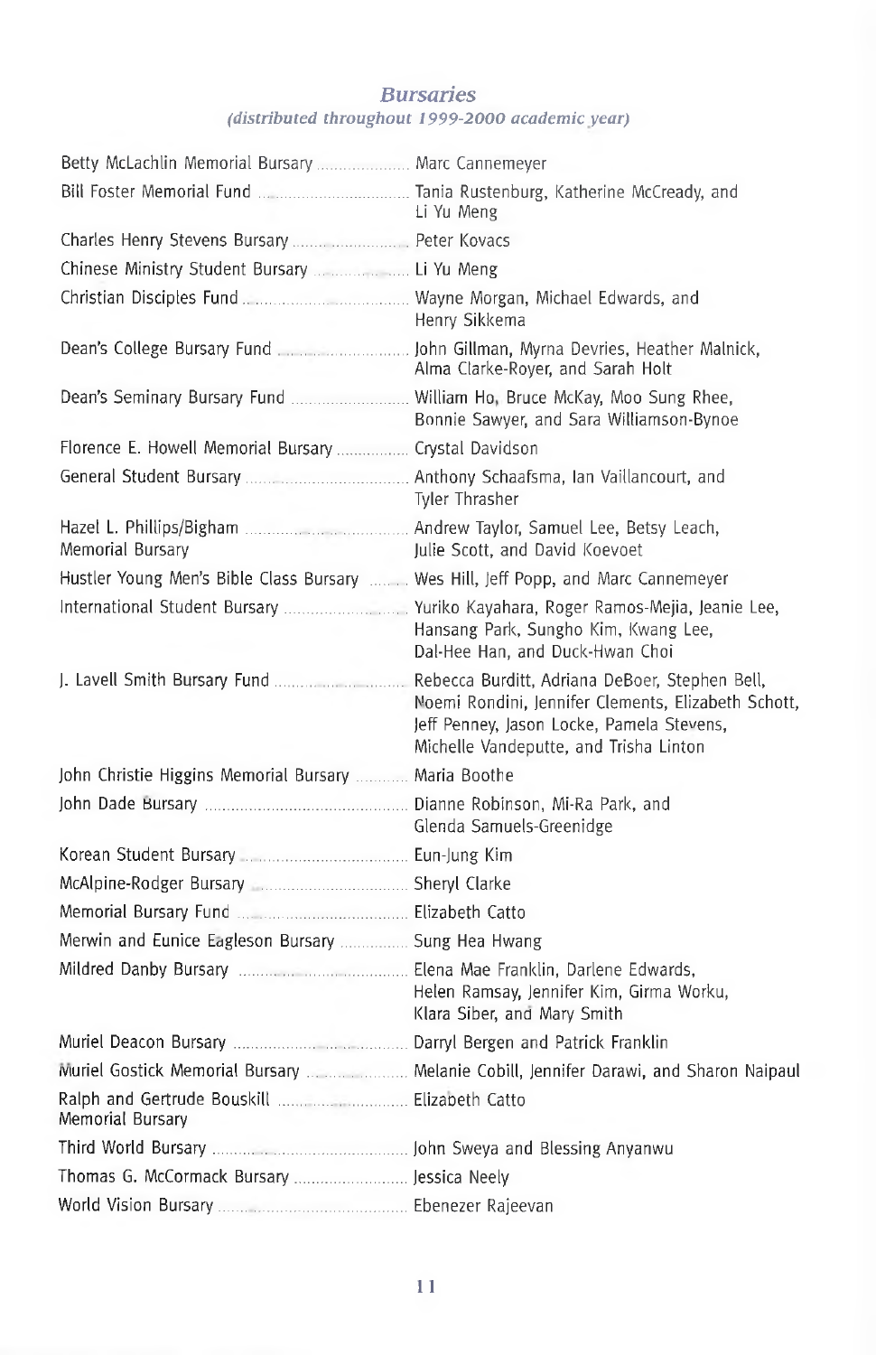## *Bursaries*

*(distributed throughout 1999-2000 academic year)*

| Bursary | Recipients |
|---|---|
| Betty McLachlin Memorial Bursary | Marc Cannemeyer |
| Bill Foster Memorial Fund | Tania Rustenburg, Katherine McCready, and Li Yu Meng |
| Charles Henry Stevens Bursary | Peter Kovacs |
| Chinese Ministry Student Bursary | Li Yu Meng |
| Christian Disciples Fund | Wayne Morgan, Michael Edwards, and Henry Sikkema |
| Dean's College Bursary Fund | John Gillman, Myrna Devries, Heather Malnick, Alma Clarke-Royer, and Sarah Holt |
| Dean's Seminary Bursary Fund | William Ho, Bruce McKay, Moo Sung Rhee, Bonnie Sawyer, and Sara Williamson-Bynoe |
| Florence E. Howell Memorial Bursary | Crystal Davidson |
| General Student Bursary | Anthony Schaafsma, Ian Vaillancourt, and Tyler Thrasher |
| Hazel L. Phillips/Bigham Memorial Bursary | Andrew Taylor, Samuel Lee, Betsy Leach, Julie Scott, and David Koevoet |
| Hustler Young Men's Bible Class Bursary | Wes Hill, Jeff Popp, and Marc Cannemeyer |
| International Student Bursary | Yuriko Kayahara, Roger Ramos-Mejia, Jeanie Lee, Hansang Park, Sungho Kim, Kwang Lee, Dal-Hee Han, and Duck-Hwan Choi |
| J. Lavell Smith Bursary Fund | Rebecca Burditt, Adriana DeBoer, Stephen Bell, Noemi Rondini, Jennifer Clements, Elizabeth Schott, Jeff Penney, Jason Locke, Pamela Stevens, Michelle Vandeputte, and Trisha Linton |
| John Christie Higgins Memorial Bursary | Maria Boothe |
| John Dade Bursary | Dianne Robinson, Mi-Ra Park, and Glenda Samuels-Greenidge |
| Korean Student Bursary | Eun-Jung Kim |
| McAlpine-Rodger Bursary | Sheryl Clarke |
| Memorial Bursary Fund | Elizabeth Catto |
| Merwin and Eunice Eagleson Bursary | Sung Hea Hwang |
| Mildred Danby Bursary | Elena Mae Franklin, Darlene Edwards, Helen Ramsay, Jennifer Kim, Girma Worku, Klara Siber, and Mary Smith |
| Muriel Deacon Bursary | Darryl Bergen and Patrick Franklin |
| Muriel Gostick Memorial Bursary | Melanie Cobill, Jennifer Darawi, and Sharon Naipaul |
| Ralph and Gertrude Bouskill Memorial Bursary | Elizabeth Catto |
| Third World Bursary | John Sweya and Blessing Anyanwu |
| Thomas G. McCormack Bursary | Jessica Neely |
| World Vision Bursary | Ebenezer Rajeevan |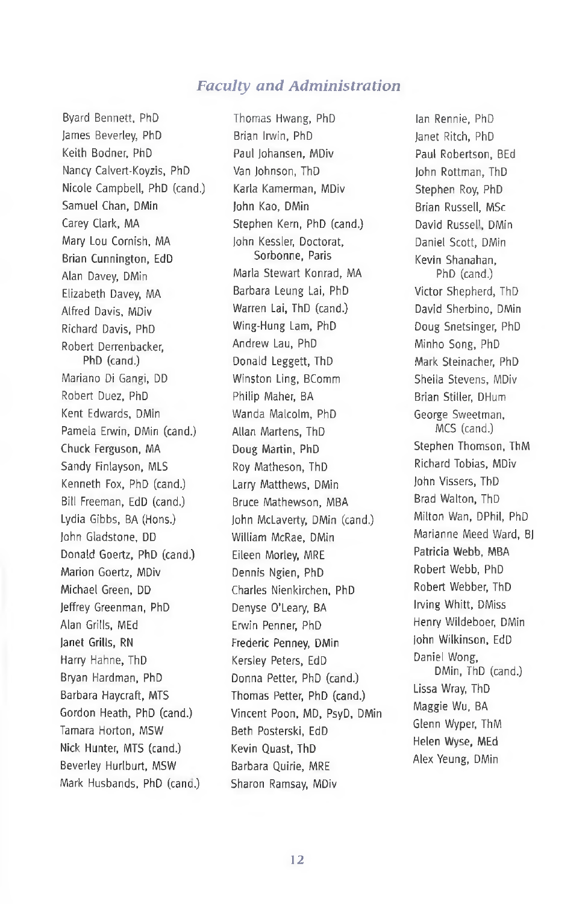## *Faculty and Administration*

Byard Bennett, PhD
James Beverley, PhD
Keith Bodner, PhD
Nancy Calvert-Koyzis, PhD
Nicole Campbell, PhD (cand.)
Samuel Chan, DMin
Carey Clark, MA
Mary Lou Cornish, MA
Brian Cunnington, EdD
Alan Davey, DMin
Elizabeth Davey, MA
Alfred Davis, MDiv
Richard Davis, PhD
Robert Derrenbacker, PhD (cand.)
Mariano Di Gangi, DD
Robert Duez, PhD
Kent Edwards, DMin
Pamela Erwin, DMin (cand.)
Chuck Ferguson, MA
Sandy Finlayson, MLS
Kenneth Fox, PhD (cand.)
Bill Freeman, EdD (cand.)
Lydia Gibbs, BA (Hons.)
John Gladstone, DD
Donald Goertz, PhD (cand.)
Marion Goertz, MDiv
Michael Green, DD
Jeffrey Greenman, PhD
Alan Grills, MEd
Janet Grills, RN
Harry Hahne, ThD
Bryan Hardman, PhD
Barbara Haycraft, MTS
Gordon Heath, PhD (cand.)
Tamara Horton, MSW
Nick Hunter, MTS (cand.)
Beverley Hurlburt, MSW
Mark Husbands, PhD (cand.)
Thomas Hwang, PhD
Brian Irwin, PhD
Paul Johansen, MDiv
Van Johnson, ThD
Karla Kamerman, MDiv
John Kao, DMin
Stephen Kern, PhD (cand.)
John Kessler, Doctorat, Sorbonne, Paris
Marla Stewart Konrad, MA
Barbara Leung Lai, PhD
Warren Lai, ThD (cand.)
Wing-Hung Lam, PhD
Andrew Lau, PhD
Donald Leggett, ThD
Winston Ling, BComm
Philip Maher, BA
Wanda Malcolm, PhD
Allan Martens, ThD
Doug Martin, PhD
Roy Matheson, ThD
Larry Matthews, DMin
Bruce Mathewson, MBA
John McLaverty, DMin (cand.)
William McRae, DMin
Eileen Morley, MRE
Dennis Ngien, PhD
Charles Nienkirchen, PhD
Denyse O'Leary, BA
Erwin Penner, PhD
Frederic Penney, DMin
Kersley Peters, EdD
Donna Petter, PhD (cand.)
Thomas Petter, PhD (cand.)
Vincent Poon, MD, PsyD, DMin
Beth Posterski, EdD
Kevin Quast, ThD
Barbara Quirie, MRE
Sharon Ramsay, MDiv
Ian Rennie, PhD
Janet Ritch, PhD
Paul Robertson, BEd
John Rottman, ThD
Stephen Roy, PhD
Brian Russell, MSc
David Russell, DMin
Daniel Scott, DMin
Kevin Shanahan, PhD (cand.)
Victor Shepherd, ThD
David Sherbino, DMin
Doug Snetsinger, PhD
Minho Song, PhD
Mark Steinacher, PhD
Sheila Stevens, MDiv
Brian Stiller, DHum
George Sweetman, MCS (cand.)
Stephen Thomson, ThM
Richard Tobias, MDiv
John Vissers, ThD
Brad Walton, ThD
Milton Wan, DPhil, PhD
Marianne Meed Ward, BJ
Patricia Webb, MBA
Robert Webb, PhD
Robert Webber, ThD
Irving Whitt, DMiss
Henry Wildeboer, DMin
John Wilkinson, EdD
Daniel Wong, DMin, ThD (cand.)
Lissa Wray, ThD
Maggie Wu, BA
Glenn Wyper, ThM
Helen Wyse, MEd
Alex Yeung, DMin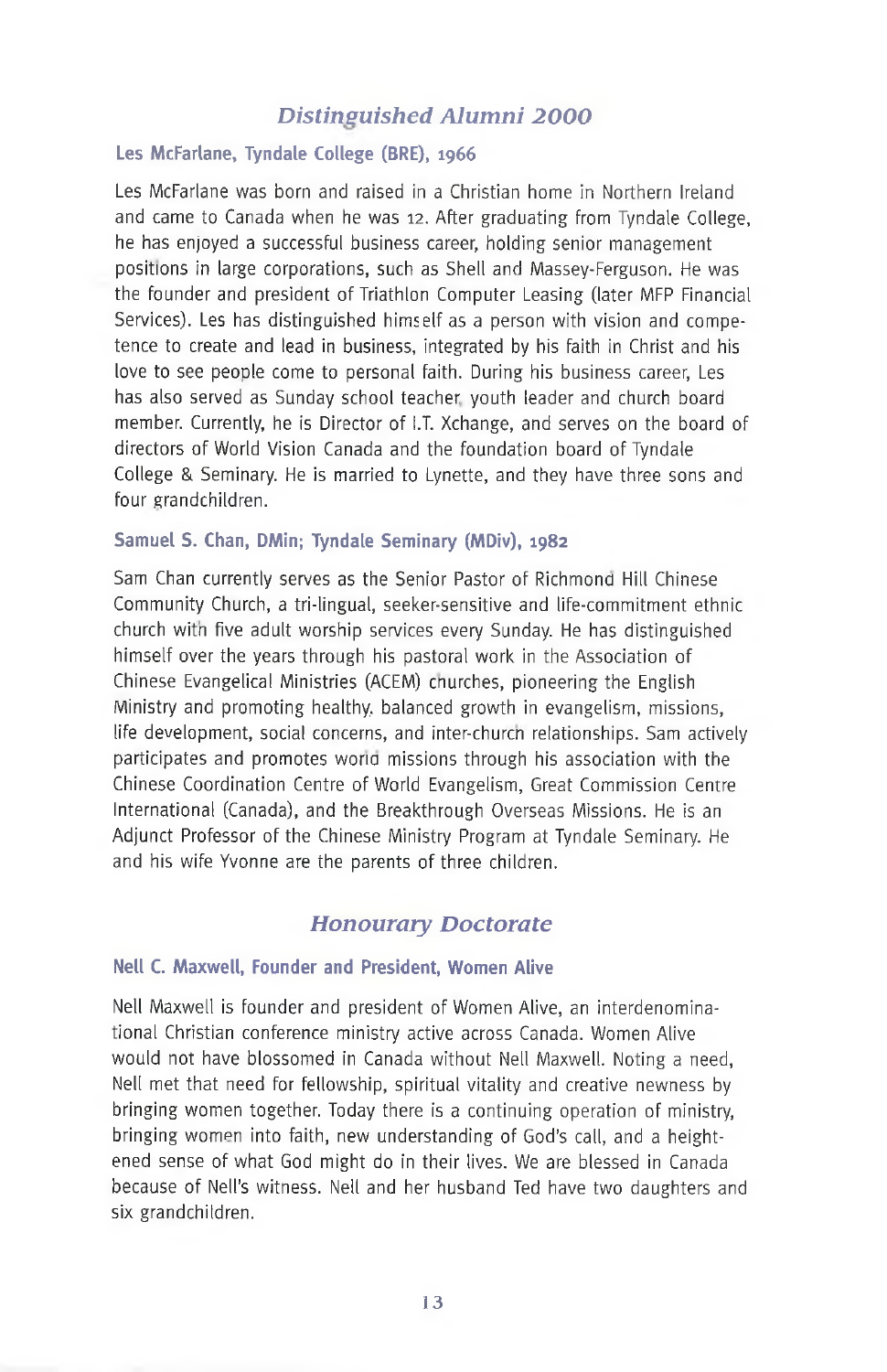## *Distinguished Alumni 2000*

### Les McFarlane, Tyndale College (BRE), 1966

Les McFarlane was born and raised in a Christian home in Northern Ireland and came to Canada when he was 12. After graduating from Tyndale College, he has enjoyed a successful business career, holding senior management positions in large corporations, such as Shell and Massey-Ferguson. He was the founder and president of Triathlon Computer Leasing (later MFP Financial Services). Les has distinguished himself as a person with vision and competence to create and lead in business, integrated by his faith in Christ and his love to see people come to personal faith. During his business career, Les has also served as Sunday school teacher, youth leader and church board member. Currently, he is Director of I.T. Xchange, and serves on the board of directors of World Vision Canada and the foundation board of Tyndale College & Seminary. He is married to Lynette, and they have three sons and four grandchildren.

### Samuel S. Chan, DMin; Tyndale Seminary (MDiv), 1982

Sam Chan currently serves as the Senior Pastor of Richmond Hill Chinese Community Church, a tri-lingual, seeker-sensitive and life-commitment ethnic church with five adult worship services every Sunday. He has distinguished himself over the years through his pastoral work in the Association of Chinese Evangelical Ministries (ACEM) churches, pioneering the English Ministry and promoting healthy, balanced growth in evangelism, missions, life development, social concerns, and inter-church relationships. Sam actively participates and promotes world missions through his association with the Chinese Coordination Centre of World Evangelism, Great Commission Centre International (Canada), and the Breakthrough Overseas Missions. He is an Adjunct Professor of the Chinese Ministry Program at Tyndale Seminary. He and his wife Yvonne are the parents of three children.

## *Honourary Doctorate*

### Nell C. Maxwell, Founder and President, Women Alive

Nell Maxwell is founder and president of Women Alive, an interdenominational Christian conference ministry active across Canada. Women Alive would not have blossomed in Canada without Nell Maxwell. Noting a need, Nell met that need for fellowship, spiritual vitality and creative newness by bringing women together. Today there is a continuing operation of ministry, bringing women into faith, new understanding of God's call, and a heightened sense of what God might do in their lives. We are blessed in Canada because of Nell's witness. Nell and her husband Ted have two daughters and six grandchildren.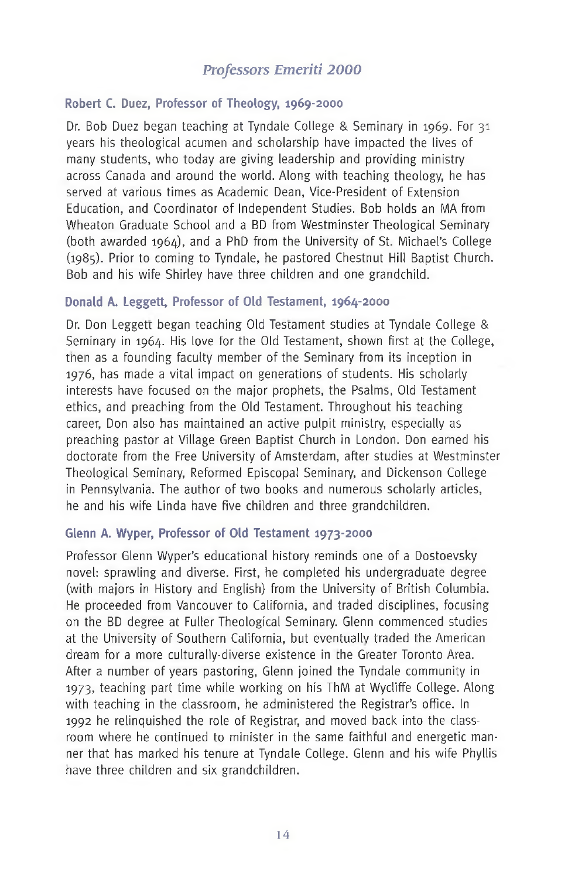## *Professors Emeriti 2000*

### Robert C. Duez, Professor of Theology, 1969-2000

Dr. Bob Duez began teaching at Tyndale College & Seminary in 1969. For 31 years his theological acumen and scholarship have impacted the lives of many students, who today are giving leadership and providing ministry across Canada and around the world. Along with teaching theology, he has served at various times as Academic Dean, Vice-President of Extension Education, and Coordinator of Independent Studies. Bob holds an MA from Wheaton Graduate School and a BD from Westminster Theological Seminary (both awarded 1964), and a PhD from the University of St. Michael's College (1985). Prior to coming to Tyndale, he pastored Chestnut Hill Baptist Church. Bob and his wife Shirley have three children and one grandchild.

### Donald A. Leggett, Professor of Old Testament, 1964-2000

Dr. Don Leggett began teaching Old Testament studies at Tyndale College & Seminary in 1964. His love for the Old Testament, shown first at the College, then as a founding faculty member of the Seminary from its inception in 1976, has made a vital impact on generations of students. His scholarly interests have focused on the major prophets, the Psalms, Old Testament ethics, and preaching from the Old Testament. Throughout his teaching career, Don also has maintained an active pulpit ministry, especially as preaching pastor at Village Green Baptist Church in London. Don earned his doctorate from the Free University of Amsterdam, after studies at Westminster Theological Seminary, Reformed Episcopal Seminary, and Dickenson College in Pennsylvania. The author of two books and numerous scholarly articles, he and his wife Linda have five children and three grandchildren.

### Glenn A. Wyper, Professor of Old Testament 1973-2000

Professor Glenn Wyper's educational history reminds one of a Dostoevsky novel: sprawling and diverse. First, he completed his undergraduate degree (with majors in History and English) from the University of British Columbia. He proceeded from Vancouver to California, and traded disciplines, focusing on the BD degree at Fuller Theological Seminary. Glenn commenced studies at the University of Southern California, but eventually traded the American dream for a more culturally-diverse existence in the Greater Toronto Area. After a number of years pastoring, Glenn joined the Tyndale community in 1973, teaching part time while working on his ThM at Wycliffe College. Along with teaching in the classroom, he administered the Registrar's office. In 1992 he relinquished the role of Registrar, and moved back into the classroom where he continued to minister in the same faithful and energetic manner that has marked his tenure at Tyndale College. Glenn and his wife Phyllis have three children and six grandchildren.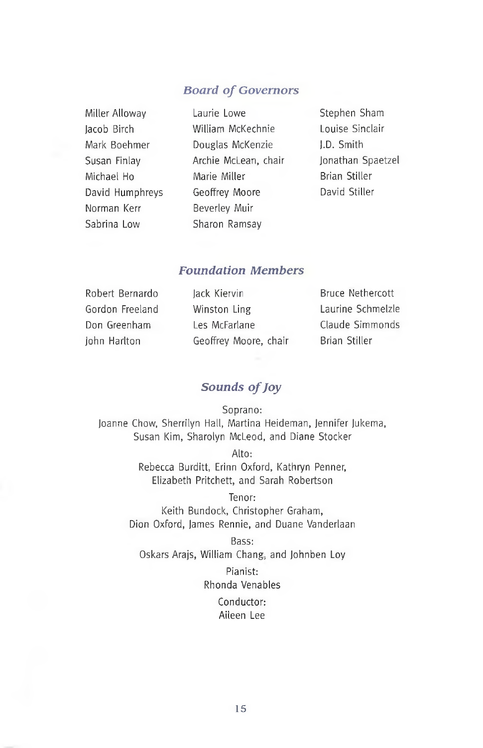## *Board of Governors*

Miller Alloway
Jacob Birch
Mark Boehmer
Susan Finlay
Michael Ho
David Humphreys
Norman Kerr
Sabrina Low
Laurie Lowe
William McKechnie
Douglas McKenzie
Archie McLean, chair
Marie Miller
Geoffrey Moore
Beverley Muir
Sharon Ramsay
Stephen Sham
Louise Sinclair
J.D. Smith
Jonathan Spaetzel
Brian Stiller
David Stiller

## *Foundation Members*

Robert Bernardo
Gordon Freeland
Don Greenham
John Harlton
Jack Kiervin
Winston Ling
Les McFarlane
Geoffrey Moore, chair
Bruce Nethercott
Laurine Schmelzle
Claude Simmonds
Brian Stiller

## *Sounds of Joy*

Soprano:
Joanne Chow, Sherrilyn Hall, Martina Heideman, Jennifer Jukema, Susan Kim, Sharolyn McLeod, and Diane Stocker

Alto:
Rebecca Burditt, Erinn Oxford, Kathryn Penner, Elizabeth Pritchett, and Sarah Robertson

Tenor:
Keith Bundock, Christopher Graham, Dion Oxford, James Rennie, and Duane Vanderlaan

Bass:
Oskars Arajs, William Chang, and Johnben Loy

Pianist:
Rhonda Venables

Conductor:
Aileen Lee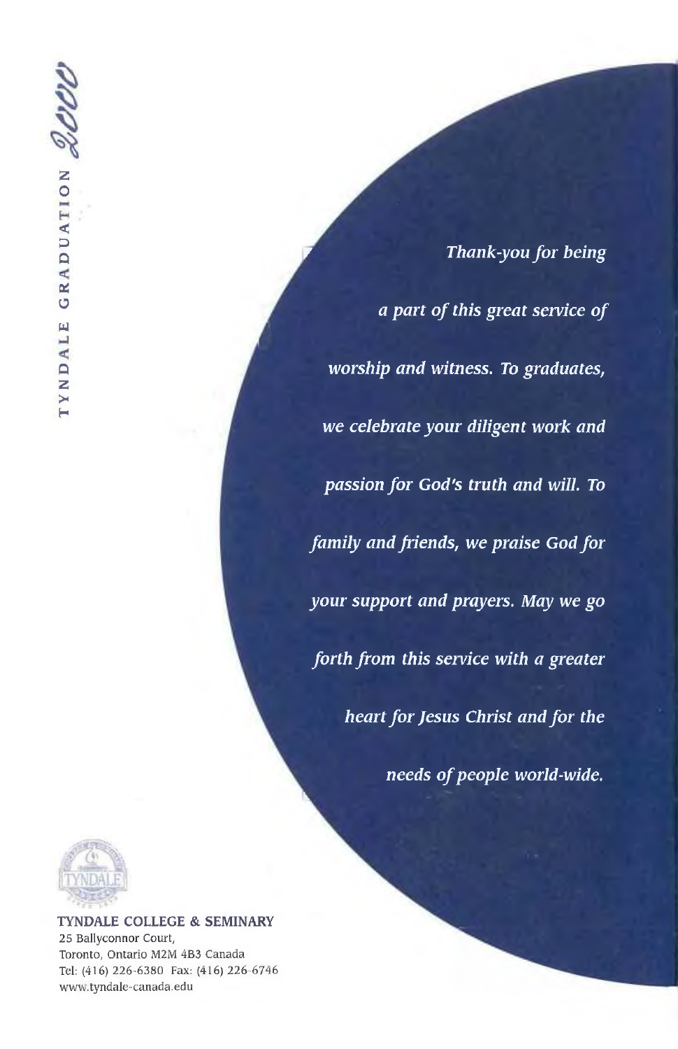TYNDALE GRADUATION 2000

*Thank-you for being a part of this great service of worship and witness. To graduates, we celebrate your diligent work and passion for God's truth and will. To family and friends, we praise God for your support and prayers. May we go forth from this service with a greater heart for Jesus Christ and for the needs of people world-wide.*

**TYNDALE COLLEGE & SEMINARY**
25 Ballyconnor Court,
Toronto, Ontario M2M 4B3 Canada
Tel: (416) 226-6380 Fax: (416) 226-6746
www.tyndale-canada.edu